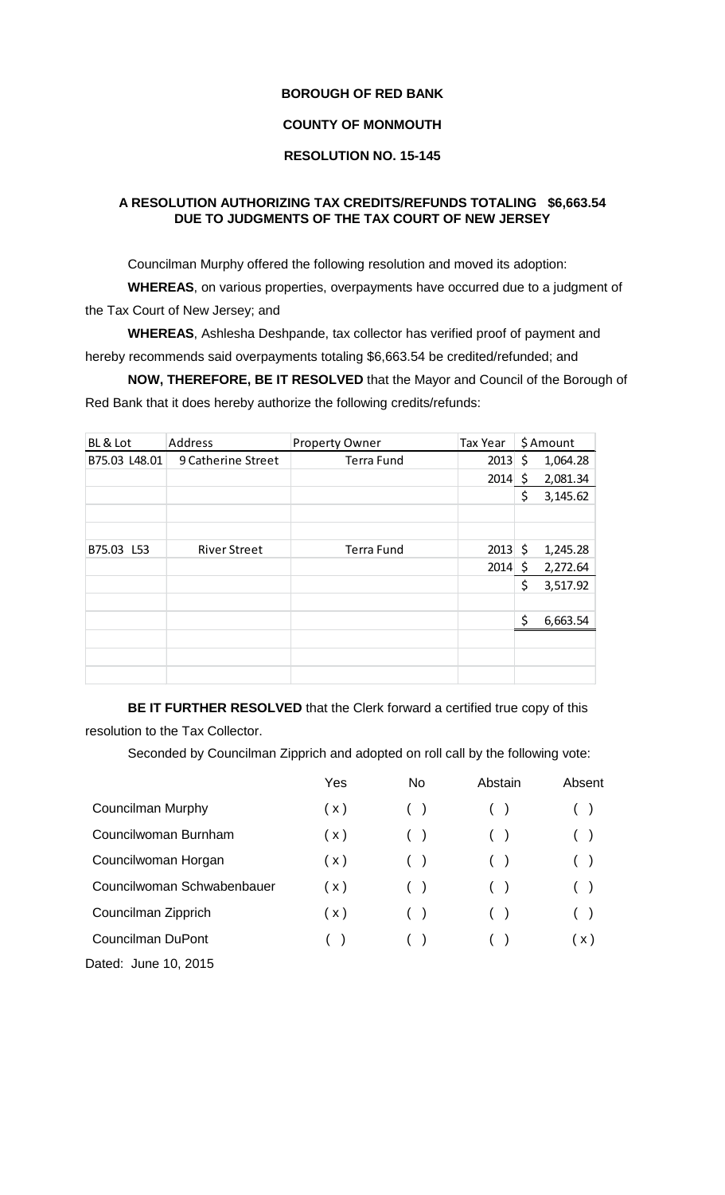**BOROUGH OF RED BANK**

**COUNTY OF MONMOUTH**

**RESOLUTION NO. 15-145**

**A RESOLUTION AUTHORIZING TAX CREDITS/REFUNDS TOTALING $6,663.54 DUE TO JUDGMENTS OF THE TAX COURT OF NEW JERSEY**

Councilman Murphy offered the following resolution and moved its adoption:

**WHEREAS**, on various properties, overpayments have occurred due to a judgment of the Tax Court of New Jersey; and

**WHEREAS**, Ashlesha Deshpande, tax collector has verified proof of payment and hereby recommends said overpayments totaling $6,663.54 be credited/refunded; and

**NOW, THEREFORE, BE IT RESOLVED** that the Mayor and Council of the Borough of Red Bank that it does hereby authorize the following credits/refunds:

| BL & Lot | Address | Property Owner | Tax Year | $ Amount |
|---|---|---|---|---|
| B75.03 L48.01 | 9 Catherine Street | Terra Fund | 2013 | $ 1,064.28 |
| | | | 2014 | $ 2,081.34 |
| | | | | $ 3,145.62 |
| | | | | |
| | | | | |
| B75.03 L53 | River Street | Terra Fund | 2013 | $ 1,245.28 |
| | | | 2014 | $ 2,272.64 |
| | | | | $ 3,517.92 |
| | | | | |
| | | | | $ 6,663.54 |
| | | | | |
| | | | | |
| | | | | |

**BE IT FURTHER RESOLVED** that the Clerk forward a certified true copy of this resolution to the Tax Collector.

Seconded by Councilman Zipprich and adopted on roll call by the following vote:

| | Yes | No | Abstain | Absent |
|---|---|---|---|---|
| Councilman Murphy | ( x ) | ( ) | ( ) | ( ) |
| Councilwoman Burnham | ( x ) | ( ) | ( ) | ( ) |
| Councilwoman Horgan | ( x ) | ( ) | ( ) | ( ) |
| Councilwoman Schwabenbauer | ( x ) | ( ) | ( ) | ( ) |
| Councilman Zipprich | ( x ) | ( ) | ( ) | ( ) |
| Councilman DuPont | ( ) | ( ) | ( ) | ( x ) |

Dated: June 10, 2015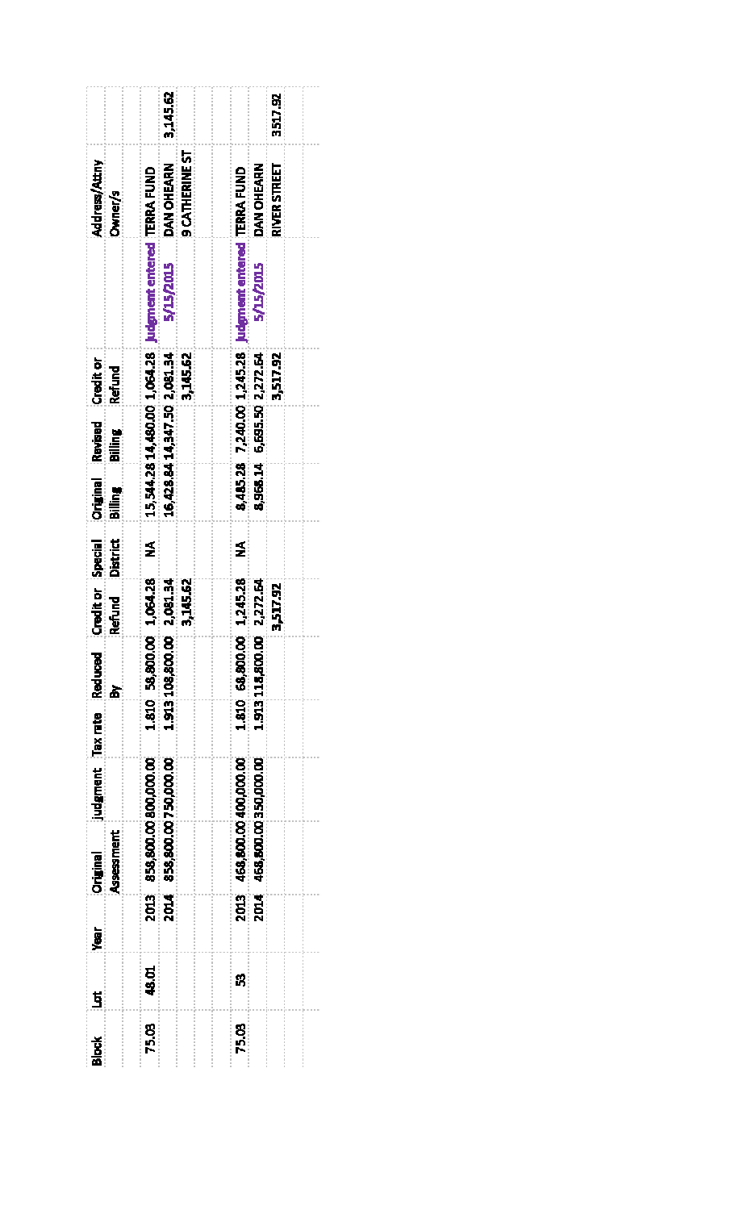| Block | Lot | Year | Original Assessment | Judgment | Tax rate | Reduced By | Credit or Refund | Special District | Original Billing | Revised Billing | Credit or Refund | | Address/Attny Owner/s | |
|---|---|---|---|---|---|---|---|---|---|---|---|---|---|---|
| 75.03 | 48.01 | 2013 | 858,800.00 | 800,000.00 | 1.810 | 58,800.00 | 1,064.28 | NA | 15,544.28 | 14,480.00 | 1,064.28 | Judgment entered | TERRA FUND | |
| | | 2014 | 858,800.00 | 750,000.00 | 1.913 | 108,800.00 | 2,081.34 | | 16,428.84 | 14,347.50 | 2,081.34 | 5/15/2015 | DAN OHEARN | 3,145.62 |
| | | | | | | | 3,145.62 | | | | 3,145.62 | | 9 CATHERINE ST | |
| 75.03 | 53 | 2013 | 468,800.00 | 400,000.00 | 1.810 | 68,800.00 | 1,245.28 | NA | 8,485.28 | 7,240.00 | 1,245.28 | Judgment entered | TERRA FUND | |
| | | 2014 | 468,800.00 | 350,000.00 | 1.913 | 118,800.00 | 2,272.64 | | 8,968.14 | 6,695.50 | 2,272.64 | 5/15/2015 | DAN OHEARN | |
| | | | | | | | 3,517.92 | | | | 3,517.92 | | RIVER STREET | 3517.92 |